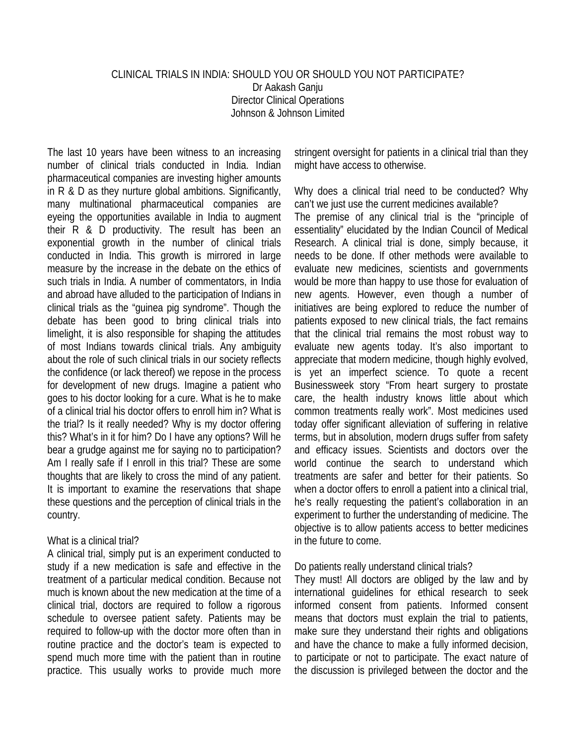# CLINICAL TRIALS IN INDIA: SHOULD YOU OR SHOULD YOU NOT PARTICIPATE?

Dr Aakash Ganju
Director Clinical Operations
Johnson & Johnson Limited

The last 10 years have been witness to an increasing number of clinical trials conducted in India. Indian pharmaceutical companies are investing higher amounts in R & D as they nurture global ambitions. Significantly, many multinational pharmaceutical companies are eyeing the opportunities available in India to augment their R & D productivity. The result has been an exponential growth in the number of clinical trials conducted in India. This growth is mirrored in large measure by the increase in the debate on the ethics of such trials in India. A number of commentators, in India and abroad have alluded to the participation of Indians in clinical trials as the "guinea pig syndrome". Though the debate has been good to bring clinical trials into limelight, it is also responsible for shaping the attitudes of most Indians towards clinical trials. Any ambiguity about the role of such clinical trials in our society reflects the confidence (or lack thereof) we repose in the process for development of new drugs. Imagine a patient who goes to his doctor looking for a cure. What is he to make of a clinical trial his doctor offers to enroll him in? What is the trial? Is it really needed? Why is my doctor offering this? What's in it for him? Do I have any options? Will he bear a grudge against me for saying no to participation? Am I really safe if I enroll in this trial? These are some thoughts that are likely to cross the mind of any patient. It is important to examine the reservations that shape these questions and the perception of clinical trials in the country.

## What is a clinical trial?

A clinical trial, simply put is an experiment conducted to study if a new medication is safe and effective in the treatment of a particular medical condition. Because not much is known about the new medication at the time of a clinical trial, doctors are required to follow a rigorous schedule to oversee patient safety. Patients may be required to follow-up with the doctor more often than in routine practice and the doctor's team is expected to spend much more time with the patient than in routine practice. This usually works to provide much more stringent oversight for patients in a clinical trial than they might have access to otherwise.

## Why does a clinical trial need to be conducted? Why can't we just use the current medicines available?

The premise of any clinical trial is the "principle of essentiality" elucidated by the Indian Council of Medical Research. A clinical trial is done, simply because, it needs to be done. If other methods were available to evaluate new medicines, scientists and governments would be more than happy to use those for evaluation of new agents. However, even though a number of initiatives are being explored to reduce the number of patients exposed to new clinical trials, the fact remains that the clinical trial remains the most robust way to evaluate new agents today. It's also important to appreciate that modern medicine, though highly evolved, is yet an imperfect science. To quote a recent Businessweek story "From heart surgery to prostate care, the health industry knows little about which common treatments really work". Most medicines used today offer significant alleviation of suffering in relative terms, but in absolution, modern drugs suffer from safety and efficacy issues. Scientists and doctors over the world continue the search to understand which treatments are safer and better for their patients. So when a doctor offers to enroll a patient into a clinical trial, he's really requesting the patient's collaboration in an experiment to further the understanding of medicine. The objective is to allow patients access to better medicines in the future to come.

## Do patients really understand clinical trials?

They must! All doctors are obliged by the law and by international guidelines for ethical research to seek informed consent from patients. Informed consent means that doctors must explain the trial to patients, make sure they understand their rights and obligations and have the chance to make a fully informed decision, to participate or not to participate. The exact nature of the discussion is privileged between the doctor and the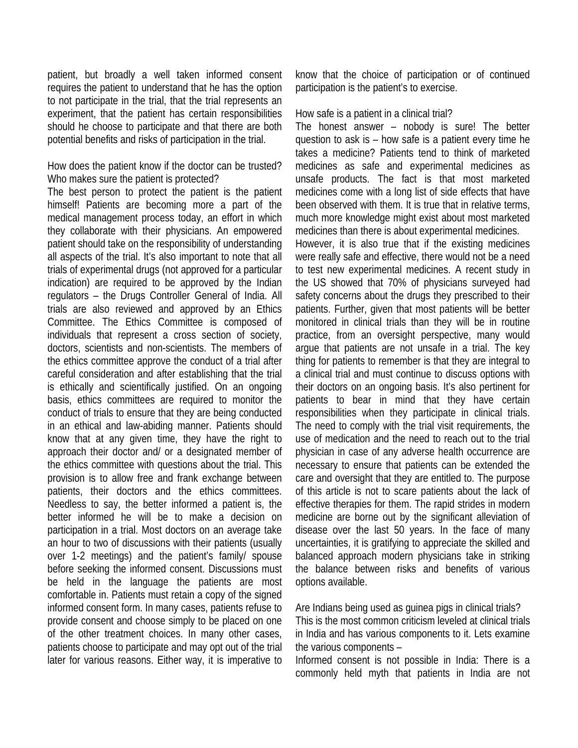patient, but broadly a well taken informed consent requires the patient to understand that he has the option to not participate in the trial, that the trial represents an experiment, that the patient has certain responsibilities should he choose to participate and that there are both potential benefits and risks of participation in the trial.

How does the patient know if the doctor can be trusted? Who makes sure the patient is protected?

The best person to protect the patient is the patient himself! Patients are becoming more a part of the medical management process today, an effort in which they collaborate with their physicians. An empowered patient should take on the responsibility of understanding all aspects of the trial. It's also important to note that all trials of experimental drugs (not approved for a particular indication) are required to be approved by the Indian regulators – the Drugs Controller General of India. All trials are also reviewed and approved by an Ethics Committee. The Ethics Committee is composed of individuals that represent a cross section of society, doctors, scientists and non-scientists. The members of the ethics committee approve the conduct of a trial after careful consideration and after establishing that the trial is ethically and scientifically justified. On an ongoing basis, ethics committees are required to monitor the conduct of trials to ensure that they are being conducted in an ethical and law-abiding manner. Patients should know that at any given time, they have the right to approach their doctor and/ or a designated member of the ethics committee with questions about the trial. This provision is to allow free and frank exchange between patients, their doctors and the ethics committees. Needless to say, the better informed a patient is, the better informed he will be to make a decision on participation in a trial. Most doctors on an average take an hour to two of discussions with their patients (usually over 1-2 meetings) and the patient's family/ spouse before seeking the informed consent. Discussions must be held in the language the patients are most comfortable in. Patients must retain a copy of the signed informed consent form. In many cases, patients refuse to provide consent and choose simply to be placed on one of the other treatment choices. In many other cases, patients choose to participate and may opt out of the trial later for various reasons. Either way, it is imperative to know that the choice of participation or of continued participation is the patient's to exercise.

How safe is a patient in a clinical trial?

The honest answer – nobody is sure! The better question to ask is – how safe is a patient every time he takes a medicine? Patients tend to think of marketed medicines as safe and experimental medicines as unsafe products. The fact is that most marketed medicines come with a long list of side effects that have been observed with them. It is true that in relative terms, much more knowledge might exist about most marketed medicines than there is about experimental medicines.

However, it is also true that if the existing medicines were really safe and effective, there would not be a need to test new experimental medicines. A recent study in the US showed that 70% of physicians surveyed had safety concerns about the drugs they prescribed to their patients. Further, given that most patients will be better monitored in clinical trials than they will be in routine practice, from an oversight perspective, many would argue that patients are not unsafe in a trial. The key thing for patients to remember is that they are integral to a clinical trial and must continue to discuss options with their doctors on an ongoing basis. It's also pertinent for patients to bear in mind that they have certain responsibilities when they participate in clinical trials. The need to comply with the trial visit requirements, the use of medication and the need to reach out to the trial physician in case of any adverse health occurrence are necessary to ensure that patients can be extended the care and oversight that they are entitled to. The purpose of this article is not to scare patients about the lack of effective therapies for them. The rapid strides in modern medicine are borne out by the significant alleviation of disease over the last 50 years. In the face of many uncertainties, it is gratifying to appreciate the skilled and balanced approach modern physicians take in striking the balance between risks and benefits of various options available.

Are Indians being used as guinea pigs in clinical trials?

This is the most common criticism leveled at clinical trials in India and has various components to it. Lets examine the various components –

Informed consent is not possible in India: There is a commonly held myth that patients in India are not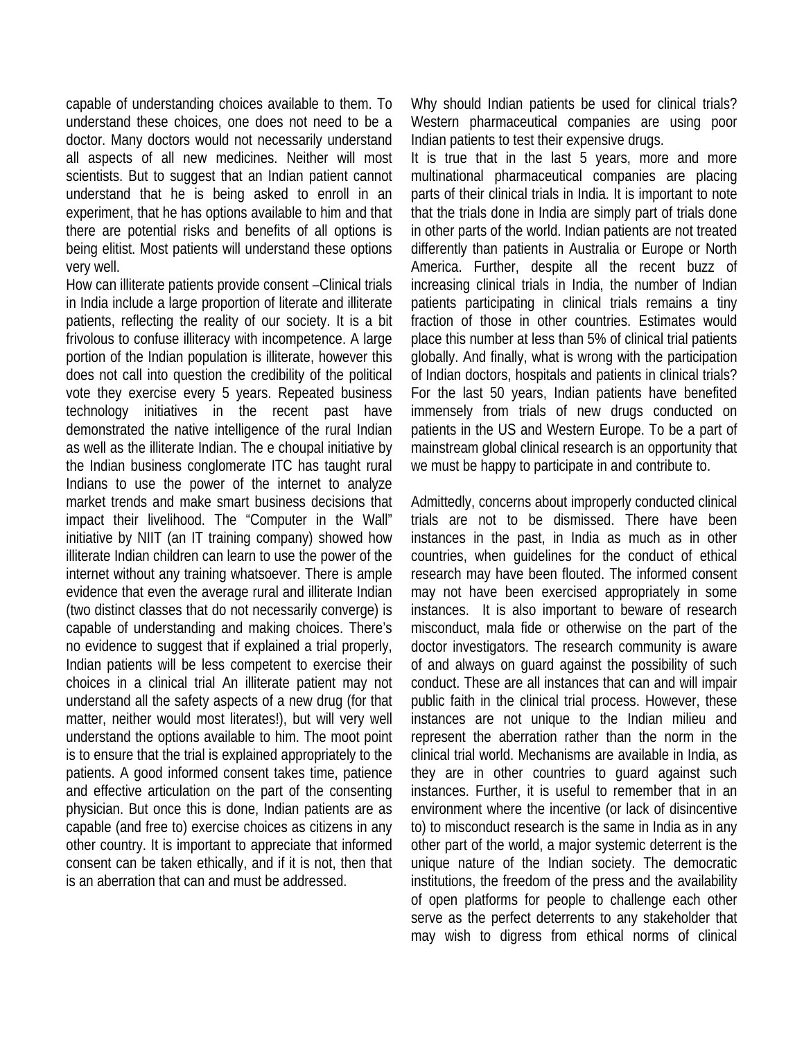capable of understanding choices available to them. To understand these choices, one does not need to be a doctor. Many doctors would not necessarily understand all aspects of all new medicines. Neither will most scientists. But to suggest that an Indian patient cannot understand that he is being asked to enroll in an experiment, that he has options available to him and that there are potential risks and benefits of all options is being elitist. Most patients will understand these options very well.

How can illiterate patients provide consent –Clinical trials in India include a large proportion of literate and illiterate patients, reflecting the reality of our society. It is a bit frivolous to confuse illiteracy with incompetence. A large portion of the Indian population is illiterate, however this does not call into question the credibility of the political vote they exercise every 5 years. Repeated business technology initiatives in the recent past have demonstrated the native intelligence of the rural Indian as well as the illiterate Indian. The e choupal initiative by the Indian business conglomerate ITC has taught rural Indians to use the power of the internet to analyze market trends and make smart business decisions that impact their livelihood. The "Computer in the Wall" initiative by NIIT (an IT training company) showed how illiterate Indian children can learn to use the power of the internet without any training whatsoever. There is ample evidence that even the average rural and illiterate Indian (two distinct classes that do not necessarily converge) is capable of understanding and making choices. There's no evidence to suggest that if explained a trial properly, Indian patients will be less competent to exercise their choices in a clinical trial An illiterate patient may not understand all the safety aspects of a new drug (for that matter, neither would most literates!), but will very well understand the options available to him. The moot point is to ensure that the trial is explained appropriately to the patients. A good informed consent takes time, patience and effective articulation on the part of the consenting physician. But once this is done, Indian patients are as capable (and free to) exercise choices as citizens in any other country. It is important to appreciate that informed consent can be taken ethically, and if it is not, then that is an aberration that can and must be addressed.

Why should Indian patients be used for clinical trials? Western pharmaceutical companies are using poor Indian patients to test their expensive drugs.

It is true that in the last 5 years, more and more multinational pharmaceutical companies are placing parts of their clinical trials in India. It is important to note that the trials done in India are simply part of trials done in other parts of the world. Indian patients are not treated differently than patients in Australia or Europe or North America. Further, despite all the recent buzz of increasing clinical trials in India, the number of Indian patients participating in clinical trials remains a tiny fraction of those in other countries. Estimates would place this number at less than 5% of clinical trial patients globally. And finally, what is wrong with the participation of Indian doctors, hospitals and patients in clinical trials? For the last 50 years, Indian patients have benefited immensely from trials of new drugs conducted on patients in the US and Western Europe. To be a part of mainstream global clinical research is an opportunity that we must be happy to participate in and contribute to.

Admittedly, concerns about improperly conducted clinical trials are not to be dismissed. There have been instances in the past, in India as much as in other countries, when guidelines for the conduct of ethical research may have been flouted. The informed consent may not have been exercised appropriately in some instances. It is also important to beware of research misconduct, mala fide or otherwise on the part of the doctor investigators. The research community is aware of and always on guard against the possibility of such conduct. These are all instances that can and will impair public faith in the clinical trial process. However, these instances are not unique to the Indian milieu and represent the aberration rather than the norm in the clinical trial world. Mechanisms are available in India, as they are in other countries to guard against such instances. Further, it is useful to remember that in an environment where the incentive (or lack of disincentive to) to misconduct research is the same in India as in any other part of the world, a major systemic deterrent is the unique nature of the Indian society. The democratic institutions, the freedom of the press and the availability of open platforms for people to challenge each other serve as the perfect deterrents to any stakeholder that may wish to digress from ethical norms of clinical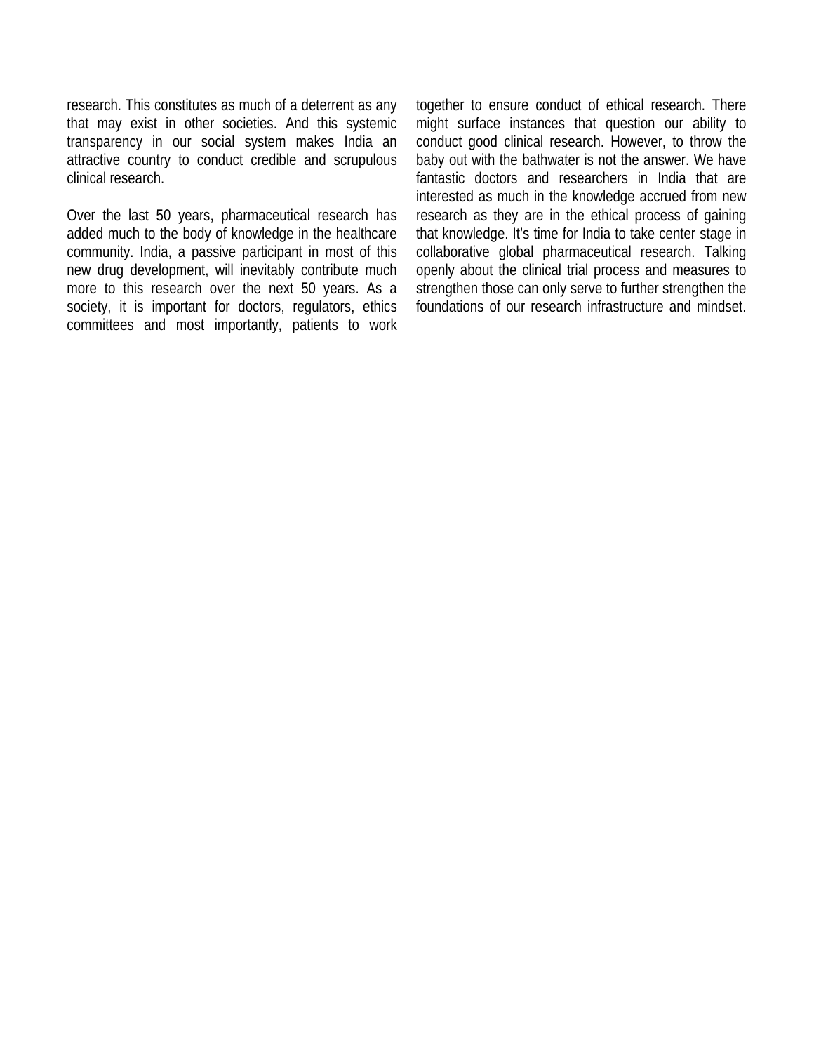research. This constitutes as much of a deterrent as any that may exist in other societies. And this systemic transparency in our social system makes India an attractive country to conduct credible and scrupulous clinical research.

Over the last 50 years, pharmaceutical research has added much to the body of knowledge in the healthcare community. India, a passive participant in most of this new drug development, will inevitably contribute much more to this research over the next 50 years. As a society, it is important for doctors, regulators, ethics committees and most importantly, patients to work together to ensure conduct of ethical research. There might surface instances that question our ability to conduct good clinical research. However, to throw the baby out with the bathwater is not the answer. We have fantastic doctors and researchers in India that are interested as much in the knowledge accrued from new research as they are in the ethical process of gaining that knowledge. It's time for India to take center stage in collaborative global pharmaceutical research. Talking openly about the clinical trial process and measures to strengthen those can only serve to further strengthen the foundations of our research infrastructure and mindset.